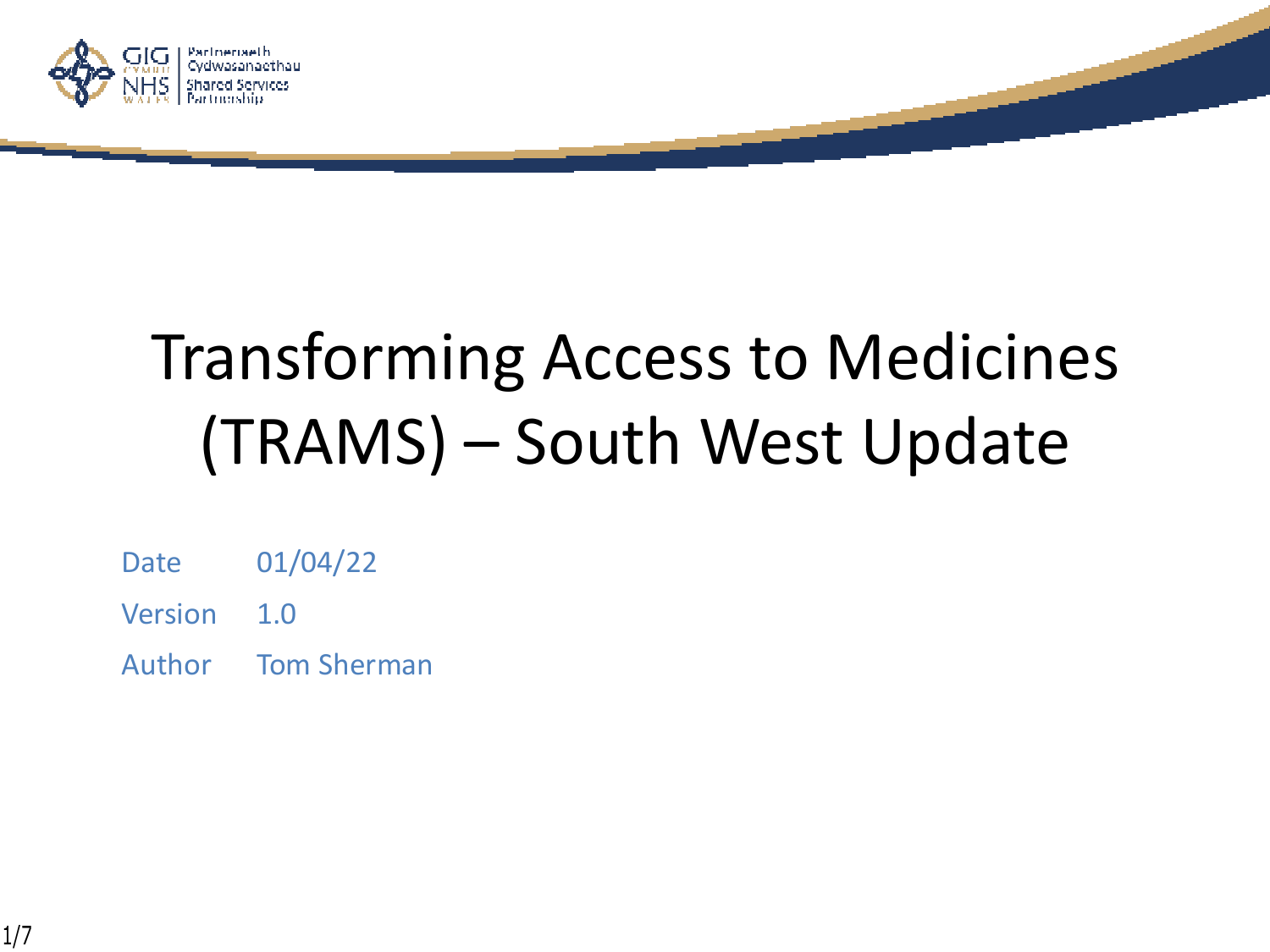# Transforming Access to Medicines (TRAMS) – South West Update

Date 01/04/22

Version 1.0

Author Tom Sherman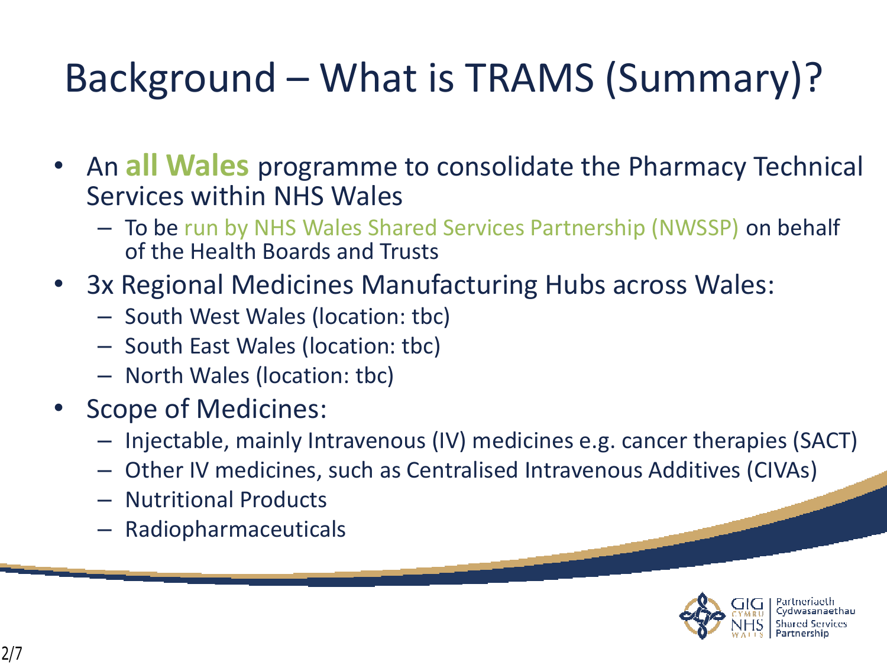# Background – What is TRAMS (Summary)?

- An **all Wales** programme to consolidate the Pharmacy Technical Services within NHS Wales
  - To be run by NHS Wales Shared Services Partnership (NWSSP) on behalf of the Health Boards and Trusts
- 3x Regional Medicines Manufacturing Hubs across Wales:
  - South West Wales (location: tbc)
  - South East Wales (location: tbc)
  - North Wales (location: tbc)
- Scope of Medicines:
  - Injectable, mainly Intravenous (IV) medicines e.g. cancer therapies (SACT)
  - Other IV medicines, such as Centralised Intravenous Additives (CIVAs)
  - Nutritional Products
  - Radiopharmaceuticals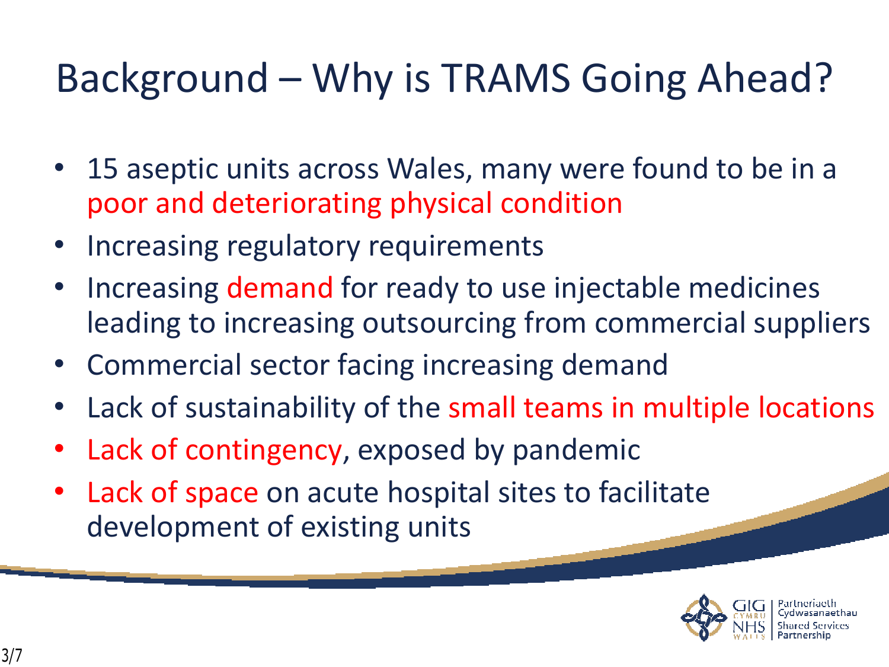# Background – Why is TRAMS Going Ahead?

- 15 aseptic units across Wales, many were found to be in a poor and deteriorating physical condition
- Increasing regulatory requirements
- Increasing demand for ready to use injectable medicines leading to increasing outsourcing from commercial suppliers
- Commercial sector facing increasing demand
- Lack of sustainability of the small teams in multiple locations
- Lack of contingency, exposed by pandemic
- Lack of space on acute hospital sites to facilitate development of existing units

GIG CYMRU NHS WALES | Partneriaeth Cydwasanaethau Shared Services Partnership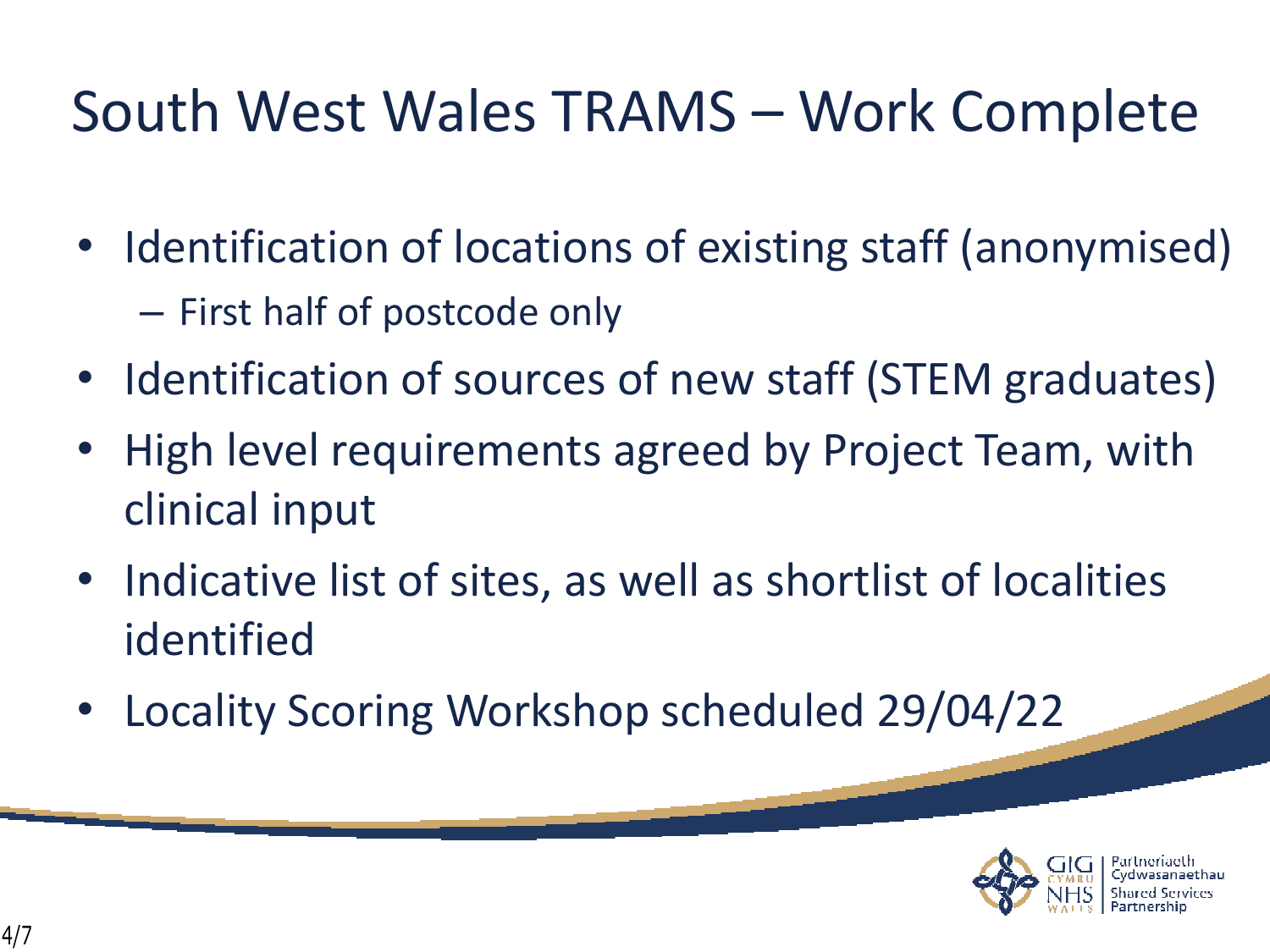# South West Wales TRAMS – Work Complete

- Identification of locations of existing staff (anonymised)
  - First half of postcode only
- Identification of sources of new staff (STEM graduates)
- High level requirements agreed by Project Team, with clinical input
- Indicative list of sites, as well as shortlist of localities identified
- Locality Scoring Workshop scheduled 29/04/22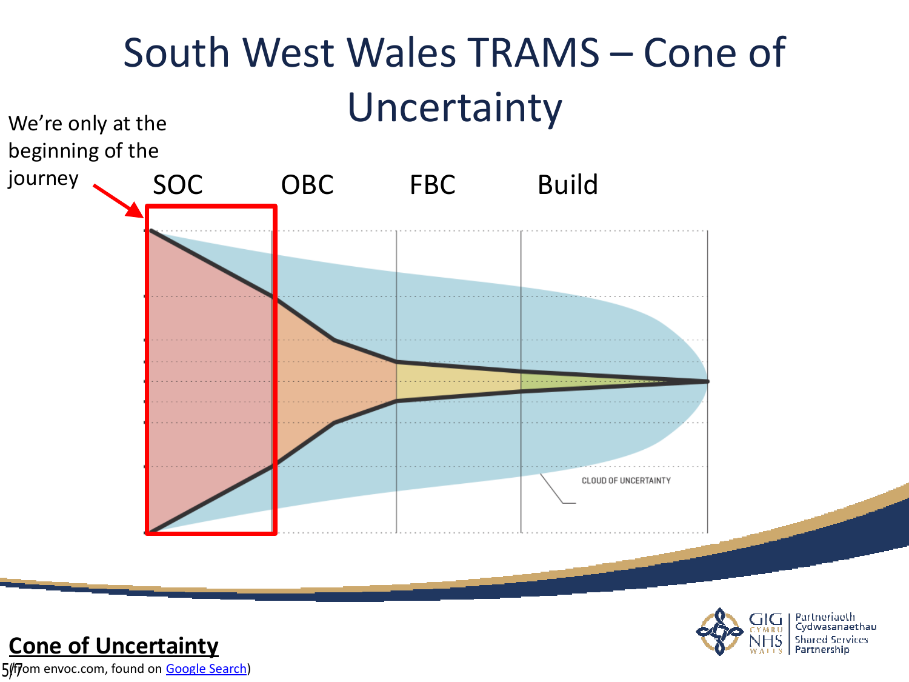# South West Wales TRAMS – Cone of Uncertainty

We're only at the beginning of the journey

SOC OBC FBC Build

CLOUD OF UNCERTAINTY

**Cone of Uncertainty**

(from envoc.com, found on Google Search)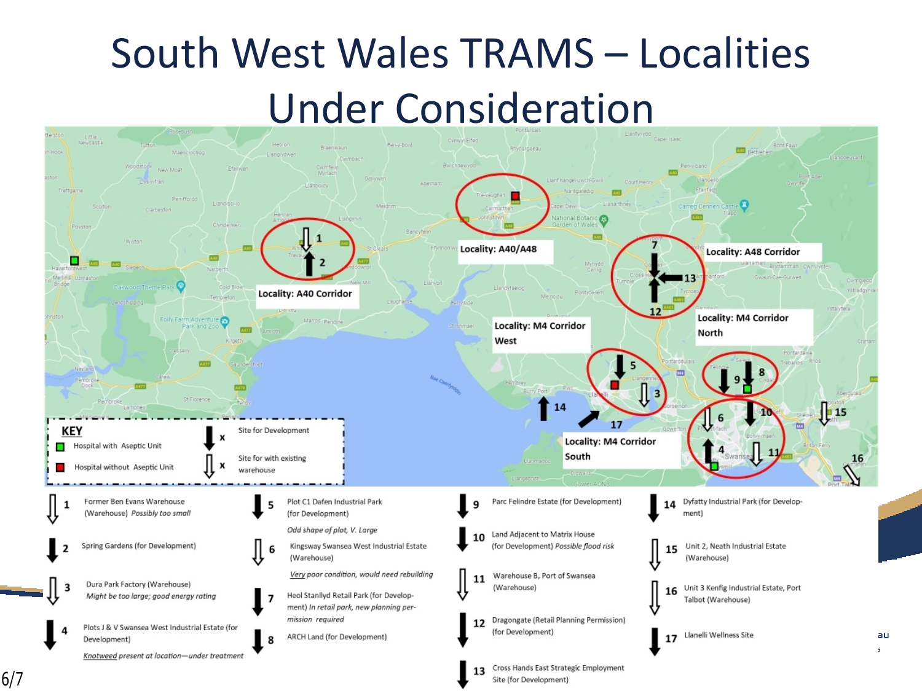# South West Wales TRAMS – Localities Under Consideration

Locality: A40 Corridor

Locality: A40/A48

Locality: A48 Corridor

Locality: M4 Corridor West

Locality: M4 Corridor North

Locality: M4 Corridor South

**KEY**

- Hospital with Aseptic Unit
- Hospital without Aseptic Unit
- Site for Development
- Site for with existing warehouse

1. Former Ben Evans Warehouse (Warehouse) *Possibly too small*
2. Spring Gardens (for Development)
3. Dura Park Factory (Warehouse) *Might be too large; good energy rating*
4. Plots J & V Swansea West Industrial Estate (for Development) *Knotweed present at location—under treatment*
5. Plot C1 Dafen Industrial Park (for Development) *Odd shape of plot, V. Large*
6. Kingsway Swansea West Industrial Estate (Warehouse) *Very poor condition, would need rebuilding*
7. Heol Stanllyd Retail Park (for Development) *In retail park, new planning permission required*
8. ARCH Land (for Development)
9. Parc Felindre Estate (for Development)
10. Land Adjacent to Matrix House (for Development) *Possible flood risk*
11. Warehouse B, Port of Swansea (Warehouse)
12. Dragongate (Retail Planning Permission) (for Development)
13. Cross Hands East Strategic Employment Site (for Development)
14. Dyfatty Industrial Park (for Development)
15. Unit 2, Neath Industrial Estate (Warehouse)
16. Unit 3 Kenfig Industrial Estate, Port Talbot (Warehouse)
17. Llanelli Wellness Site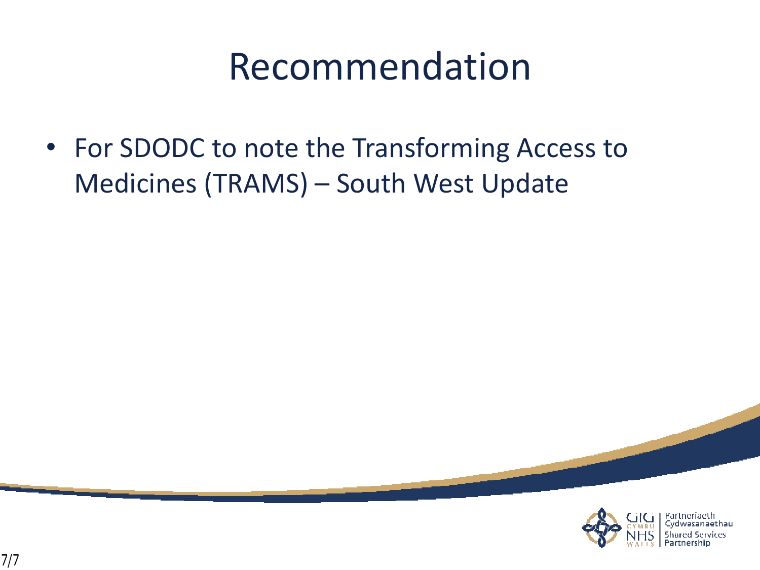# Recommendation

- For SDODC to note the Transforming Access to Medicines (TRAMS) – South West Update